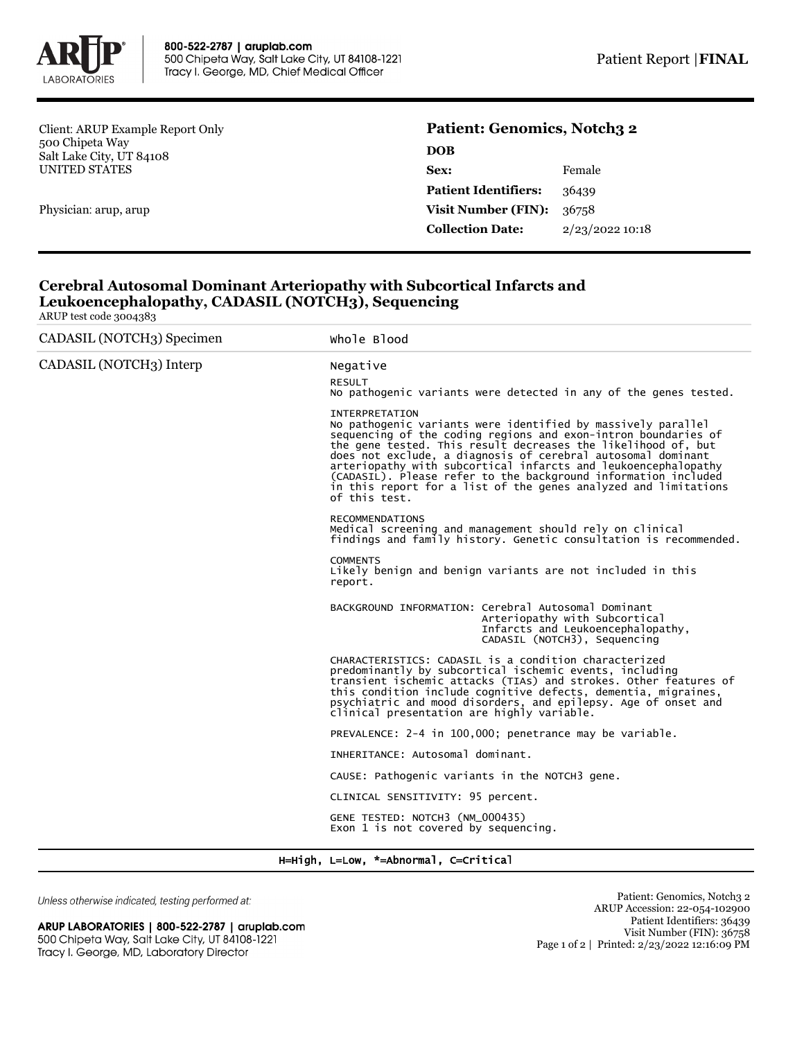800-522-2787 | aruplab.com
500 Chipeta Way, Salt Lake City, UT 84108-1221
Tracy I. George, MD, Chief Medical Officer

Patient Report | **FINAL**

Client: ARUP Example Report Only
500 Chipeta Way
Salt Lake City, UT 84108
UNITED STATES

Physician: arup, arup

**Patient: Genomics, Notch3 2**

| | |
|---|---|
| **DOB** | |
| **Sex:** | Female |
| **Patient Identifiers:** | 36439 |
| **Visit Number (FIN):** | 36758 |
| **Collection Date:** | 2/23/2022 10:18 |

## Cerebral Autosomal Dominant Arteriopathy with Subcortical Infarcts and Leukoencephalopathy, CADASIL (NOTCH3), Sequencing

ARUP test code 3004383

| | |
|---|---|
| CADASIL (NOTCH3) Specimen | Whole Blood |
| CADASIL (NOTCH3) Interp | Negative |

RESULT
No pathogenic variants were detected in any of the genes tested.

INTERPRETATION
No pathogenic variants were identified by massively parallel sequencing of the coding regions and exon-intron boundaries of the gene tested. This result decreases the likelihood of, but does not exclude, a diagnosis of cerebral autosomal dominant arteriopathy with subcortical infarcts and leukoencephalopathy (CADASIL). Please refer to the background information included in this report for a list of the genes analyzed and limitations of this test.

RECOMMENDATIONS
Medical screening and management should rely on clinical findings and family history. Genetic consultation is recommended.

COMMENTS
Likely benign and benign variants are not included in this report.

BACKGROUND INFORMATION: Cerebral Autosomal Dominant Arteriopathy with Subcortical Infarcts and Leukoencephalopathy, CADASIL (NOTCH3), Sequencing

CHARACTERISTICS: CADASIL is a condition characterized predominantly by subcortical ischemic events, including transient ischemic attacks (TIAs) and strokes. Other features of this condition include cognitive defects, dementia, migraines, psychiatric and mood disorders, and epilepsy. Age of onset and clinical presentation are highly variable.

PREVALENCE: 2-4 in 100,000; penetrance may be variable.

INHERITANCE: Autosomal dominant.

CAUSE: Pathogenic variants in the NOTCH3 gene.

CLINICAL SENSITIVITY: 95 percent.

GENE TESTED: NOTCH3 (NM_000435)
Exon 1 is not covered by sequencing.

H=High, L=Low, *=Abnormal, C=Critical

*Unless otherwise indicated, testing performed at:*

**ARUP LABORATORIES | 800-522-2787 | aruplab.com**
500 Chipeta Way, Salt Lake City, UT 84108-1221
Tracy I. George, MD, Laboratory Director

Patient: Genomics, Notch3 2
ARUP Accession: 22-054-102900
Patient Identifiers: 36439
Visit Number (FIN): 36758
Printed: 2/23/2022 12:16:09 PM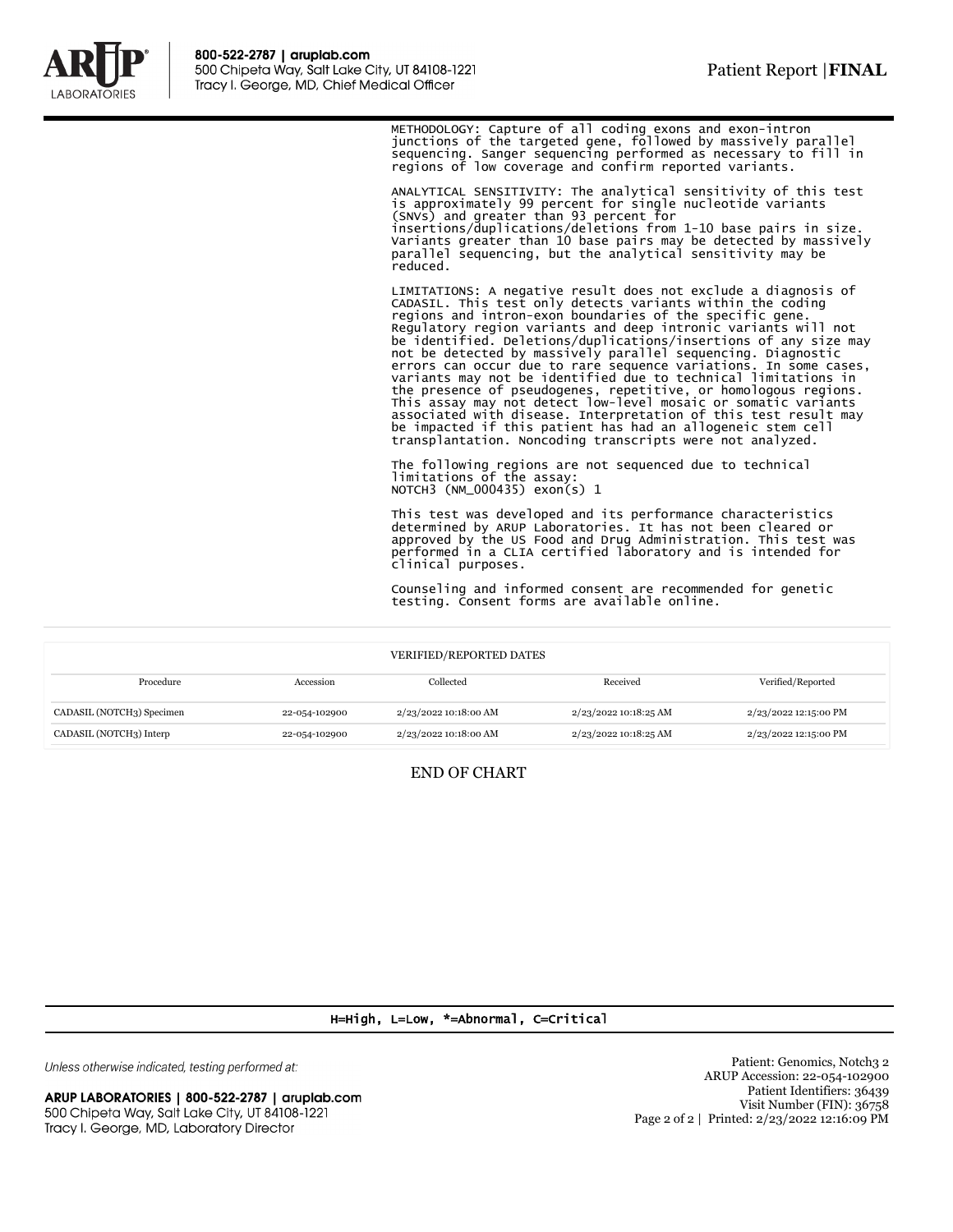METHODOLOGY: Capture of all coding exons and exon-intron junctions of the targeted gene, followed by massively parallel sequencing. Sanger sequencing performed as necessary to fill in regions of low coverage and confirm reported variants.

ANALYTICAL SENSITIVITY: The analytical sensitivity of this test is approximately 99 percent for single nucleotide variants (SNVs) and greater than 93 percent for insertions/duplications/deletions from 1-10 base pairs in size. Variants greater than 10 base pairs may be detected by massively parallel sequencing, but the analytical sensitivity may be reduced.

LIMITATIONS: A negative result does not exclude a diagnosis of CADASIL. This test only detects variants within the coding regions and intron-exon boundaries of the specific gene. Regulatory region variants and deep intronic variants will not be identified. Deletions/duplications/insertions of any size may not be detected by massively parallel sequencing. Diagnostic errors can occur due to rare sequence variations. In some cases, variants may not be identified due to technical limitations in the presence of pseudogenes, repetitive, or homologous regions. This assay may not detect low-level mosaic or somatic variants associated with disease. Interpretation of this test result may be impacted if this patient has had an allogeneic stem cell transplantation. Noncoding transcripts were not analyzed.

The following regions are not sequenced due to technical limitations of the assay:
NOTCH3 (NM_000435) exon(s) 1

This test was developed and its performance characteristics determined by ARUP Laboratories. It has not been cleared or approved by the US Food and Drug Administration. This test was performed in a CLIA certified laboratory and is intended for clinical purposes.

Counseling and informed consent are recommended for genetic testing. Consent forms are available online.

VERIFIED/REPORTED DATES

| Procedure | Accession | Collected | Received | Verified/Reported |
|---|---|---|---|---|
| CADASIL (NOTCH3) Specimen | 22-054-102900 | 2/23/2022 10:18:00 AM | 2/23/2022 10:18:25 AM | 2/23/2022 12:15:00 PM |
| CADASIL (NOTCH3) Interp | 22-054-102900 | 2/23/2022 10:18:00 AM | 2/23/2022 10:18:25 AM | 2/23/2022 12:15:00 PM |

END OF CHART

H=High, L=Low, *=Abnormal, C=Critical

*Unless otherwise indicated, testing performed at:*

**ARUP LABORATORIES | 800-522-2787 | aruplab.com**
500 Chipeta Way, Salt Lake City, UT 84108-1221
Tracy I. George, MD, Laboratory Director

Patient: Genomics, Notch3 2
ARUP Accession: 22-054-102900
Patient Identifiers: 36439
Visit Number (FIN): 36758
Printed: 2/23/2022 12:16:09 PM